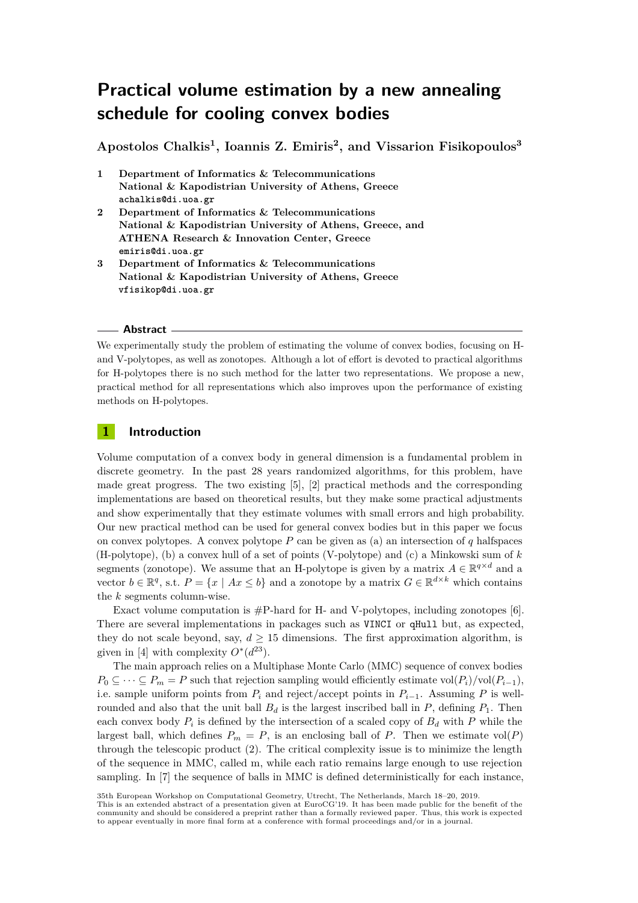# Practical volume estimation by a new annealing schedule for cooling convex bodies

**Apostolos Chalkis[1], Ioannis Z. Emiris[2], and Vissarion Fisikopoulos[3]**

1. **Department of Informatics & Telecommunications National & Kapodistrian University of Athens, Greece** achalkis@di.uoa.gr
2. **Department of Informatics & Telecommunications National & Kapodistrian University of Athens, Greece, and ATHENA Research & Innovation Center, Greece** emiris@di.uoa.gr
3. **Department of Informatics & Telecommunications National & Kapodistrian University of Athens, Greece** vfisikop@di.uoa.gr

## Abstract

We experimentally study the problem of estimating the volume of convex bodies, focusing on H- and V-polytopes, as well as zonotopes. Although a lot of effort is devoted to practical algorithms for H-polytopes there is no such method for the latter two representations. We propose a new, practical method for all representations which also improves upon the performance of existing methods on H-polytopes.

## 1 Introduction

Volume computation of a convex body in general dimension is a fundamental problem in discrete geometry. In the past 28 years randomized algorithms, for this problem, have made great progress. The two existing [5], [2] practical methods and the corresponding implementations are based on theoretical results, but they make some practical adjustments and show experimentally that they estimate volumes with small errors and high probability. Our new practical method can be used for general convex bodies but in this paper we focus on convex polytopes. A convex polytope $P$ can be given as (a) an intersection of $q$ halfspaces (H-polytope), (b) a convex hull of a set of points (V-polytope) and (c) a Minkowski sum of $k$ segments (zonotope). We assume that an H-polytope is given by a matrix $A \in \mathbb{R}^{q\times d}$ and a vector $b \in \mathbb{R}^q$, s.t. $P = \{x \mid Ax \leq b\}$ and a zonotope by a matrix $G \in \mathbb{R}^{d\times k}$ which contains the $k$ segments column-wise.

Exact volume computation is #P-hard for H- and V-polytopes, including zonotopes [6]. There are several implementations in packages such as `VINCI` or `qHull` but, as expected, they do not scale beyond, say, $d \geq 15$ dimensions. The first approximation algorithm, is given in [4] with complexity $O^*(d^{23})$.

The main approach relies on a Multiphase Monte Carlo (MMC) sequence of convex bodies $P_0 \subseteq \cdots \subseteq P_m = P$ such that rejection sampling would efficiently estimate $\text{vol}(P_i)/\text{vol}(P_{i-1})$, i.e. sample uniform points from $P_i$ and reject/accept points in $P_{i-1}$. Assuming $P$ is well-rounded and also that the unit ball $B_d$ is the largest inscribed ball in $P$, defining $P_1$. Then each convex body $P_i$ is defined by the intersection of a scaled copy of $B_d$ with $P$ while the largest ball, which defines $P_m = P$, is an enclosing ball of $P$. Then we estimate $\text{vol}(P)$ through the telescopic product (2). The critical complexity issue is to minimize the length of the sequence in MMC, called m, while each ratio remains large enough to use rejection sampling. In [7] the sequence of balls in MMC is defined deterministically for each instance,

35th European Workshop on Computational Geometry, Utrecht, The Netherlands, March 18–20, 2019.
This is an extended abstract of a presentation given at EuroCG'19. It has been made public for the benefit of the community and should be considered a preprint rather than a formally reviewed paper. Thus, this work is expected to appear eventually in more final form at a conference with formal proceedings and/or in a journal.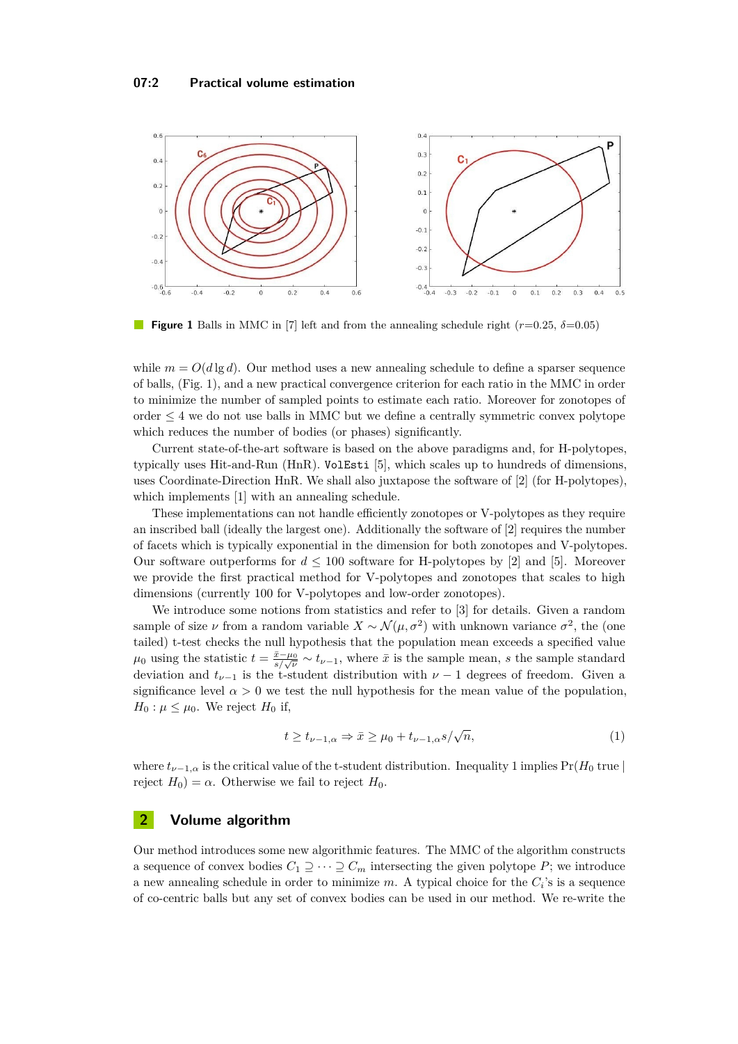**Figure 1** Balls in MMC in [7] left and from the annealing schedule right ($r$=0.25, $\delta$=0.05)

while $m = O(d \lg d)$. Our method uses a new annealing schedule to define a sparser sequence of balls, (Fig. 1), and a new practical convergence criterion for each ratio in the MMC in order to minimize the number of sampled points to estimate each ratio. Moreover for zonotopes of order $\leq 4$ we do not use balls in MMC but we define a centrally symmetric convex polytope which reduces the number of bodies (or phases) significantly.

Current state-of-the-art software is based on the above paradigms and, for H-polytopes, typically uses Hit-and-Run (HnR). `VolEsti` [5], which scales up to hundreds of dimensions, uses Coordinate-Direction HnR. We shall also juxtapose the software of [2] (for H-polytopes), which implements [1] with an annealing schedule.

These implementations can not handle efficiently zonotopes or V-polytopes as they require an inscribed ball (ideally the largest one). Additionally the software of [2] requires the number of facets which is typically exponential in the dimension for both zonotopes and V-polytopes. Our software outperforms for $d \leq 100$ software for H-polytopes by [2] and [5]. Moreover we provide the first practical method for V-polytopes and zonotopes that scales to high dimensions (currently 100 for V-polytopes and low-order zonotopes).

We introduce some notions from statistics and refer to [3] for details. Given a random sample of size $\nu$ from a random variable $X \sim \mathcal{N}(\mu, \sigma^2)$ with unknown variance $\sigma^2$, the (one tailed) t-test checks the null hypothesis that the population mean exceeds a specified value $\mu_0$ using the statistic $t = \frac{\bar{x} - \mu_0}{s/\sqrt{\nu}} \sim t_{\nu-1}$, where $\bar{x}$ is the sample mean, $s$ the sample standard deviation and $t_{\nu-1}$ is the t-student distribution with $\nu - 1$ degrees of freedom. Given a significance level $\alpha > 0$ we test the null hypothesis for the mean value of the population, $H_0 : \mu \leq \mu_0$. We reject $H_0$ if,

$$t \geq t_{\nu-1,\alpha} \Rightarrow \bar{x} \geq \mu_0 + t_{\nu-1,\alpha} s/\sqrt{n}, \tag{1}$$

where $t_{\nu-1,\alpha}$ is the critical value of the t-student distribution. Inequality 1 implies $\Pr(H_0 \text{ true} \mid \text{reject } H_0) = \alpha$. Otherwise we fail to reject $H_0$.

## 2 Volume algorithm

Our method introduces some new algorithmic features. The MMC of the algorithm constructs a sequence of convex bodies $C_1 \supseteq \cdots \supseteq C_m$ intersecting the given polytope $P$; we introduce a new annealing schedule in order to minimize $m$. A typical choice for the $C_i$'s is a sequence of co-centric balls but any set of convex bodies can be used in our method. We re-write the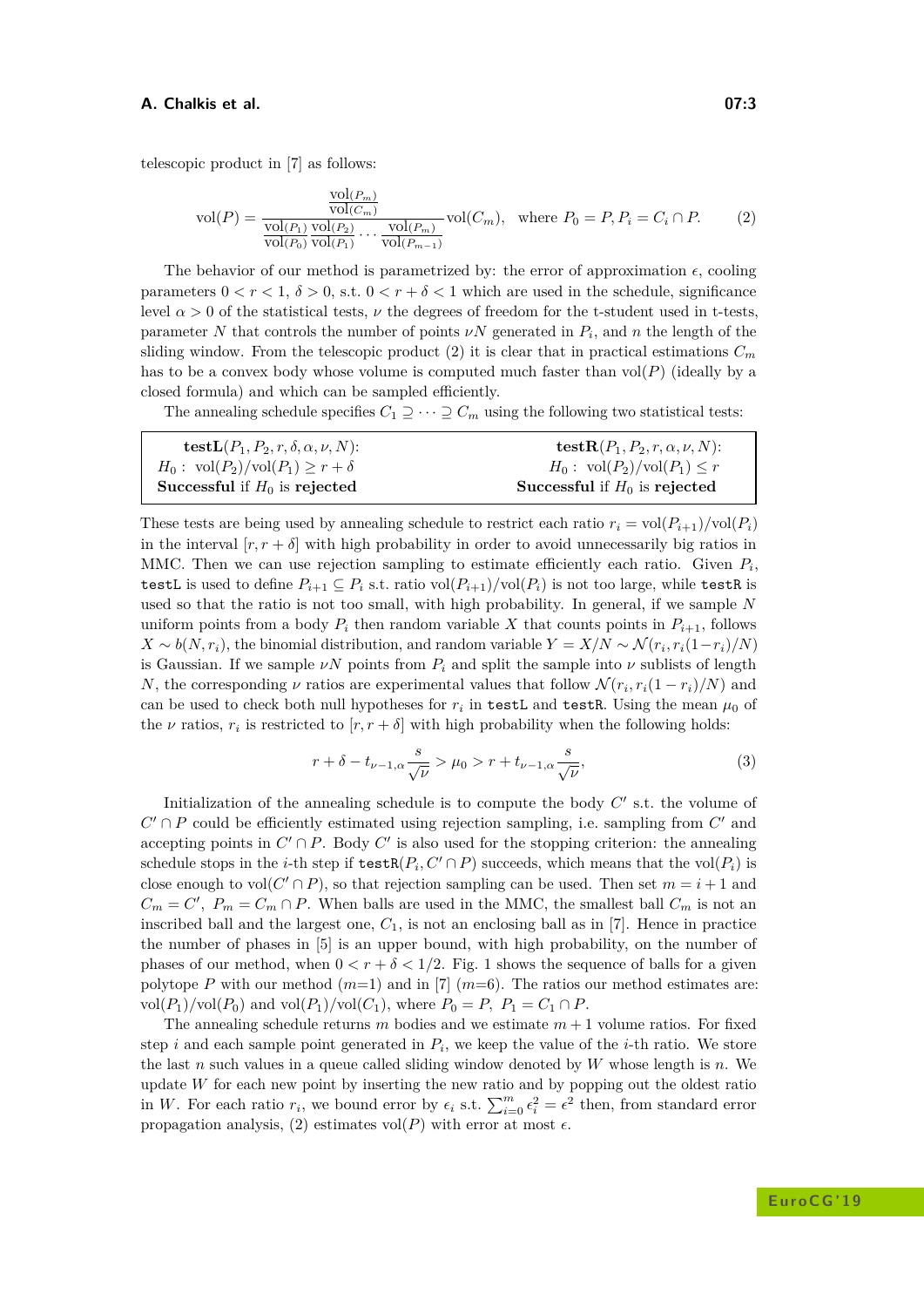telescopic product in [7] as follows:

$$\text{vol}(P) = \frac{\frac{\text{vol}(P_m)}{\text{vol}(C_m)}}{\frac{\text{vol}(P_1)}{\text{vol}(P_0)}\frac{\text{vol}(P_2)}{\text{vol}(P_1)}\cdots\frac{\text{vol}(P_m)}{\text{vol}(P_{m-1})}}\text{vol}(C_m), \quad \text{where } P_0 = P, P_i = C_i \cap P. \tag{2}$$

The behavior of our method is parametrized by: the error of approximation $\epsilon$, cooling parameters $0 < r < 1$, $\delta > 0$, s.t. $0 < r + \delta < 1$ which are used in the schedule, significance level $\alpha > 0$ of the statistical tests, $\nu$ the degrees of freedom for the t-student used in t-tests, parameter $N$ that controls the number of points $\nu N$ generated in $P_i$, and $n$ the length of the sliding window. From the telescopic product (2) it is clear that in practical estimations $C_m$ has to be a convex body whose volume is computed much faster than $\text{vol}(P)$ (ideally by a closed formula) and which can be sampled efficiently.

The annealing schedule specifies $C_1 \supseteq \cdots \supseteq C_m$ using the following two statistical tests:

| $\textbf{testL}(P_1, P_2, r, \delta, \alpha, \nu, N)$: | $\textbf{testR}(P_1, P_2, r, \alpha, \nu, N)$: |
|---|---|
| $H_0 : \ \text{vol}(P_2)/\text{vol}(P_1) \geq r + \delta$ | $H_0 : \ \text{vol}(P_2)/\text{vol}(P_1) \leq r$ |
| **Successful** if $H_0$ is **rejected** | **Successful** if $H_0$ is **rejected** |

These tests are being used by annealing schedule to restrict each ratio $r_i = \text{vol}(P_{i+1})/\text{vol}(P_i)$ in the interval $[r, r + \delta]$ with high probability in order to avoid unnecessarily big ratios in MMC. Then we can use rejection sampling to estimate efficiently each ratio. Given $P_i$, `testL` is used to define $P_{i+1} \subseteq P_i$ s.t. ratio $\text{vol}(P_{i+1})/\text{vol}(P_i)$ is not too large, while `testR` is used so that the ratio is not too small, with high probability. In general, if we sample $N$ uniform points from a body $P_i$ then random variable $X$ that counts points in $P_{i+1}$, follows $X \sim b(N, r_i)$, the binomial distribution, and random variable $Y = X/N \sim \mathcal{N}(r_i, r_i(1-r_i)/N)$ is Gaussian. If we sample $\nu N$ points from $P_i$ and split the sample into $\nu$ sublists of length $N$, the corresponding $\nu$ ratios are experimental values that follow $\mathcal{N}(r_i, r_i(1-r_i)/N)$ and can be used to check both null hypotheses for $r_i$ in `testL` and `testR`. Using the mean $\mu_0$ of the $\nu$ ratios, $r_i$ is restricted to $[r, r + \delta]$ with high probability when the following holds:

$$r + \delta - t_{\nu-1,\alpha}\frac{s}{\sqrt{\nu}} > \mu_0 > r + t_{\nu-1,\alpha}\frac{s}{\sqrt{\nu}}, \tag{3}$$

Initialization of the annealing schedule is to compute the body $C'$ s.t. the volume of $C' \cap P$ could be efficiently estimated using rejection sampling, i.e. sampling from $C'$ and accepting points in $C' \cap P$. Body $C'$ is also used for the stopping criterion: the annealing schedule stops in the $i$-th step if $\texttt{testR}(P_i, C' \cap P)$ succeeds, which means that the $\text{vol}(P_i)$ is close enough to $\text{vol}(C' \cap P)$, so that rejection sampling can be used. Then set $m = i + 1$ and $C_m = C'$, $P_m = C_m \cap P$. When balls are used in the MMC, the smallest ball $C_m$ is not an inscribed ball and the largest one, $C_1$, is not an enclosing ball as in [7]. Hence in practice the number of phases in [5] is an upper bound, with high probability, on the number of phases of our method, when $0 < r + \delta < 1/2$. Fig. 1 shows the sequence of balls for a given polytope $P$ with our method ($m$=1) and in [7] ($m$=6). The ratios our method estimates are: $\text{vol}(P_1)/\text{vol}(P_0)$ and $\text{vol}(P_1)/\text{vol}(C_1)$, where $P_0 = P$, $P_1 = C_1 \cap P$.

The annealing schedule returns $m$ bodies and we estimate $m + 1$ volume ratios. For fixed step $i$ and each sample point generated in $P_i$, we keep the value of the $i$-th ratio. We store the last $n$ such values in a queue called sliding window denoted by $W$ whose length is $n$. We update $W$ for each new point by inserting the new ratio and by popping out the oldest ratio in $W$. For each ratio $r_i$, we bound error by $\epsilon_i$ s.t. $\sum_{i=0}^{m} \epsilon_i^2 = \epsilon^2$ then, from standard error propagation analysis, (2) estimates $\text{vol}(P)$ with error at most $\epsilon$.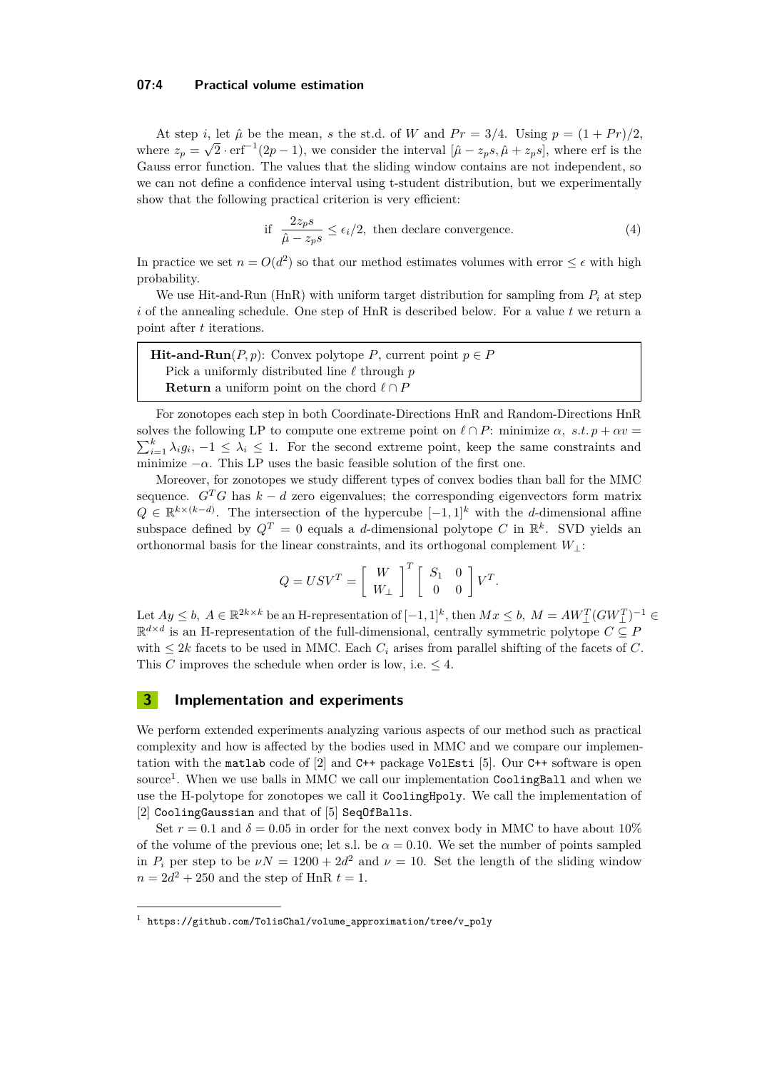At step $i$, let $\hat{\mu}$ be the mean, $s$ the st.d. of $W$ and $Pr = 3/4$. Using $p = (1 + Pr)/2$, where $z_p = \sqrt{2} \cdot \text{erf}^{-1}(2p - 1)$, we consider the interval $[\hat{\mu} - z_p s, \hat{\mu} + z_p s]$, where erf is the Gauss error function. The values that the sliding window contains are not independent, so we can not define a confidence interval using t-student distribution, but we experimentally show that the following practical criterion is very efficient:

$$\text{if } \frac{2 z_p s}{\hat{\mu} - z_p s} \leq \epsilon_i / 2, \text{ then declare convergence.} \tag{4}$$

In practice we set $n = O(d^2)$ so that our method estimates volumes with error $\leq \epsilon$ with high probability.

We use Hit-and-Run (HnR) with uniform target distribution for sampling from $P_i$ at step $i$ of the annealing schedule. One step of HnR is described below. For a value $t$ we return a point after $t$ iterations.

> **Hit-and-Run**$(P, p)$: Convex polytope $P$, current point $p \in P$
> Pick a uniformly distributed line $\ell$ through $p$
> **Return** a uniform point on the chord $\ell \cap P$

For zonotopes each step in both Coordinate-Directions HnR and Random-Directions HnR solves the following LP to compute one extreme point on $\ell \cap P$: minimize $\alpha$, $s.t.\, p + \alpha v = \sum_{i=1}^{k} \lambda_i g_i$, $-1 \leq \lambda_i \leq 1$. For the second extreme point, keep the same constraints and minimize $-\alpha$. This LP uses the basic feasible solution of the first one.

Moreover, for zonotopes we study different types of convex bodies than ball for the MMC sequence. $G^T G$ has $k - d$ zero eigenvalues; the corresponding eigenvectors form matrix $Q \in \mathbb{R}^{k \times (k-d)}$. The intersection of the hypercube $[-1, 1]^k$ with the $d$-dimensional affine subspace defined by $Q^T = 0$ equals a $d$-dimensional polytope $C$ in $\mathbb{R}^k$. SVD yields an orthonormal basis for the linear constraints, and its orthogonal complement $W_\perp$:

$$Q = USV^T = \begin{bmatrix} W \\ W_\perp \end{bmatrix}^T \begin{bmatrix} S_1 & 0 \\ 0 & 0 \end{bmatrix} V^T.$$

Let $Ay \leq b$, $A \in \mathbb{R}^{2k \times k}$ be an H-representation of $[-1, 1]^k$, then $Mx \leq b$, $M = AW_\perp^T (GW_\perp^T)^{-1} \in \mathbb{R}^{d \times d}$ is an H-representation of the full-dimensional, centrally symmetric polytope $C \subseteq P$ with $\leq 2k$ facets to be used in MMC. Each $C_i$ arises from parallel shifting of the facets of $C$. This $C$ improves the schedule when order is low, i.e. $\leq 4$.

## 3 Implementation and experiments

We perform extended experiments analyzing various aspects of our method such as practical complexity and how is affected by the bodies used in MMC and we compare our implementation with the `matlab` code of [2] and `C++` package `VolEsti` [5]. Our `C++` software is open source[1]. When we use balls in MMC we call our implementation `CoolingBall` and when we use the H-polytope for zonotopes we call it `CoolingHpoly`. We call the implementation of [2] `CoolingGaussian` and that of [5] `SeqOfBalls`.

Set $r = 0.1$ and $\delta = 0.05$ in order for the next convex body in MMC to have about 10% of the volume of the previous one; let s.l. be $\alpha = 0.10$. We set the number of points sampled in $P_i$ per step to be $\nu N = 1200 + 2d^2$ and $\nu = 10$. Set the length of the sliding window $n = 2d^2 + 250$ and the step of HnR $t = 1$.

[1] `https://github.com/TolisChal/volume_approximation/tree/v_poly`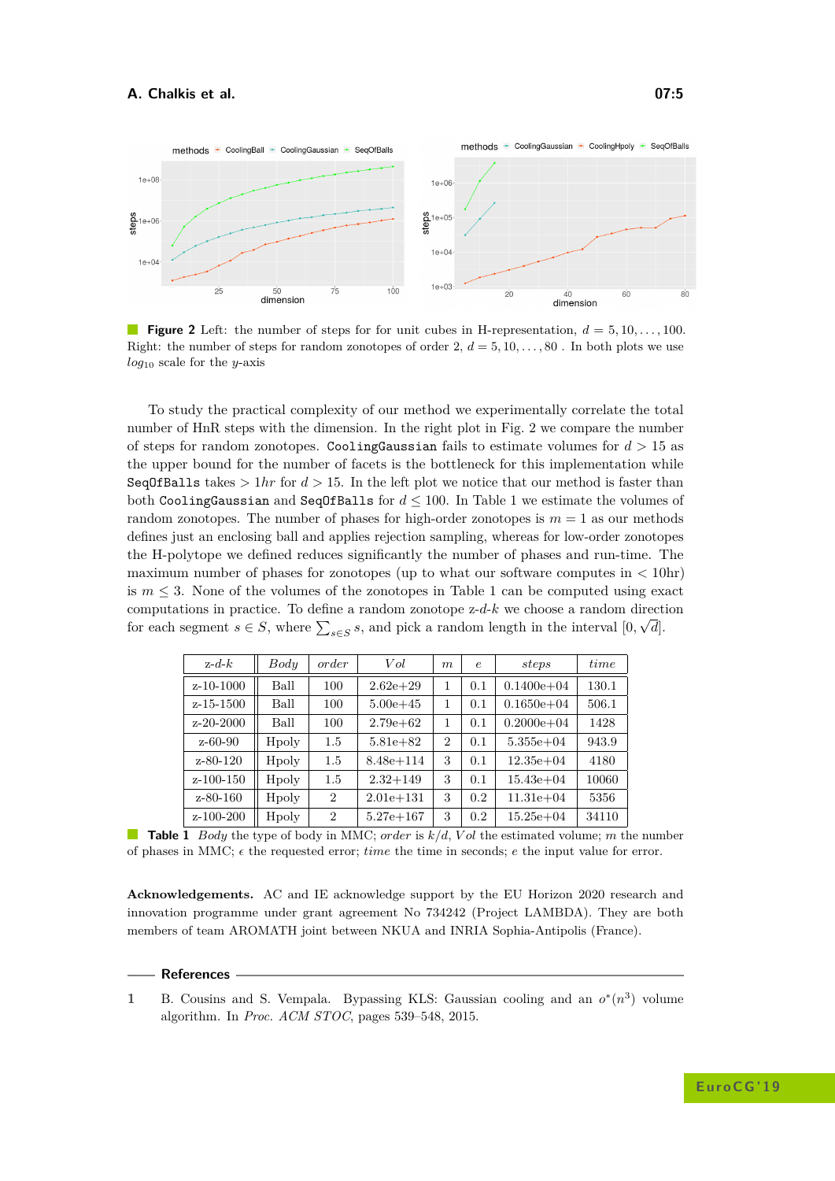**Figure 2** Left: the number of steps for for unit cubes in H-representation, $d = 5, 10, \ldots, 100$. Right: the number of steps for random zonotopes of order 2, $d = 5, 10, \ldots, 80$ . In both plots we use $log_{10}$ scale for the $y$-axis

To study the practical complexity of our method we experimentally correlate the total number of HnR steps with the dimension. In the right plot in Fig. 2 we compare the number of steps for random zonotopes. `CoolingGaussian` fails to estimate volumes for $d > 15$ as the upper bound for the number of facets is the bottleneck for this implementation while `SeqOfBalls` takes $> 1hr$ for $d > 15$. In the left plot we notice that our method is faster than both `CoolingGaussian` and `SeqOfBalls` for $d \leq 100$. In Table 1 we estimate the volumes of random zonotopes. The number of phases for high-order zonotopes is $m = 1$ as our methods defines just an enclosing ball and applies rejection sampling, whereas for low-order zonotopes the H-polytope we defined reduces significantly the number of phases and run-time. The maximum number of phases for zonotopes (up to what our software computes in $<$ 10hr) is $m \leq 3$. None of the volumes of the zonotopes in Table 1 can be computed using exact computations in practice. To define a random zonotope z-$d$-$k$ we choose a random direction for each segment $s \in S$, where $\sum_{s\in S} s$, and pick a random length in the interval $[0, \sqrt{d}]$.

| z-$d$-$k$ | *Body* | *order* | *Vol* | $m$ | $e$ | *steps* | *time* |
|---|---|---|---|---|---|---|---|
| z-10-1000 | Ball | 100 | 2.62e+29 | 1 | 0.1 | 0.1400e+04 | 130.1 |
| z-15-1500 | Ball | 100 | 5.00e+45 | 1 | 0.1 | 0.1650e+04 | 506.1 |
| z-20-2000 | Ball | 100 | 2.79e+62 | 1 | 0.1 | 0.2000e+04 | 1428 |
| z-60-90 | Hpoly | 1.5 | 5.81e+82 | 2 | 0.1 | 5.355e+04 | 943.9 |
| z-80-120 | Hpoly | 1.5 | 8.48e+114 | 3 | 0.1 | 12.35e+04 | 4180 |
| z-100-150 | Hpoly | 1.5 | 2.32+149 | 3 | 0.1 | 15.43e+04 | 10060 |
| z-80-160 | Hpoly | 2 | 2.01e+131 | 3 | 0.2 | 11.31e+04 | 5356 |
| z-100-200 | Hpoly | 2 | 5.27e+167 | 3 | 0.2 | 15.25e+04 | 34110 |

**Table 1** *Body* the type of body in MMC; *order* is $k/d$, *Vol* the estimated volume; $m$ the number of phases in MMC; $\epsilon$ the requested error; *time* the time in seconds; $e$ the input value for error.

**Acknowledgements.** AC and IE acknowledge support by the EU Horizon 2020 research and innovation programme under grant agreement No 734242 (Project LAMBDA). They are both members of team AROMATH joint between NKUA and INRIA Sophia-Antipolis (France).

## References

1. B. Cousins and S. Vempala. Bypassing KLS: Gaussian cooling and an $o^*(n^3)$ volume algorithm. In *Proc. ACM STOC*, pages 539–548, 2015.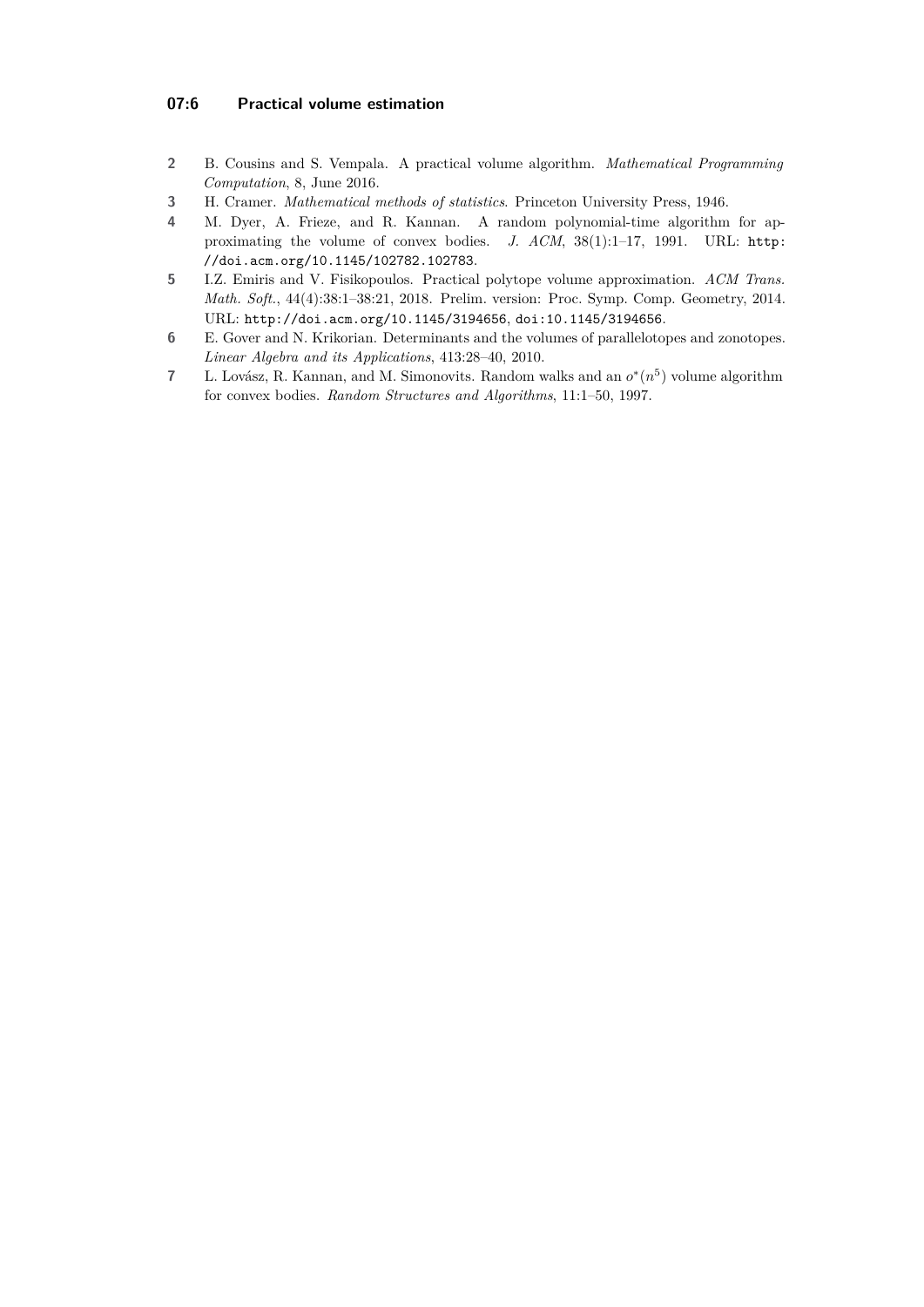2. B. Cousins and S. Vempala. A practical volume algorithm. *Mathematical Programming Computation*, 8, June 2016.
3. H. Cramer. *Mathematical methods of statistics*. Princeton University Press, 1946.
4. M. Dyer, A. Frieze, and R. Kannan. A random polynomial-time algorithm for approximating the volume of convex bodies. *J. ACM*, 38(1):1–17, 1991. URL: `http://doi.acm.org/10.1145/102782.102783`.
5. I.Z. Emiris and V. Fisikopoulos. Practical polytope volume approximation. *ACM Trans. Math. Soft.*, 44(4):38:1–38:21, 2018. Prelim. version: Proc. Symp. Comp. Geometry, 2014. URL: `http://doi.acm.org/10.1145/3194656`, `doi:10.1145/3194656`.
6. E. Gover and N. Krikorian. Determinants and the volumes of parallelotopes and zonotopes. *Linear Algebra and its Applications*, 413:28–40, 2010.
7. L. Lovász, R. Kannan, and M. Simonovits. Random walks and an $o^*(n^5)$ volume algorithm for convex bodies. *Random Structures and Algorithms*, 11:1–50, 1997.